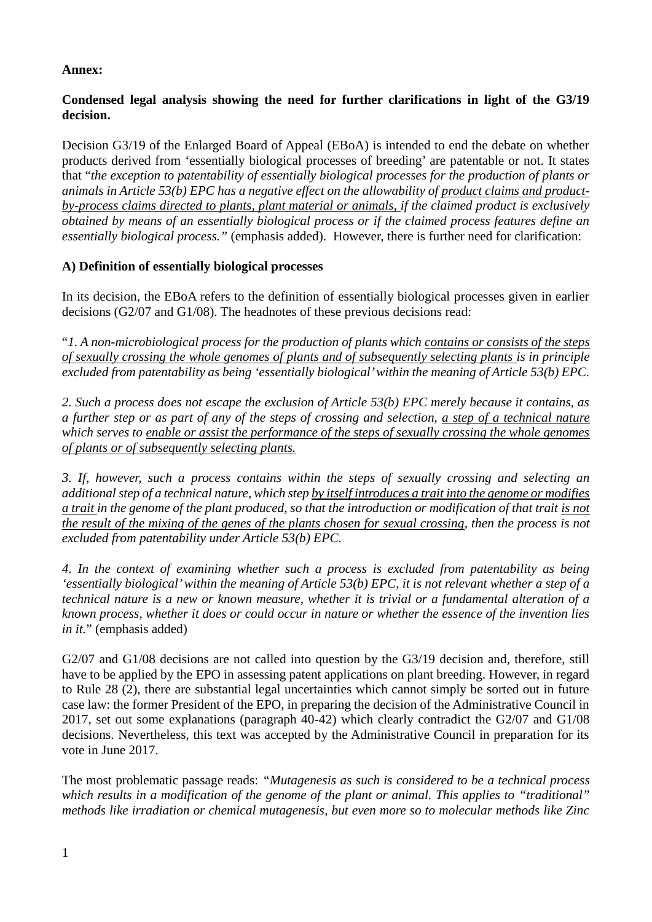**Annex:**

**Condensed legal analysis showing the need for further clarifications in light of the G3/19 decision.**

Decision G3/19 of the Enlarged Board of Appeal (EBoA) is intended to end the debate on whether products derived from 'essentially biological processes of breeding' are patentable or not. It states that "*the exception to patentability of essentially biological processes for the production of plants or animals in Article 53(b) EPC has a negative effect on the allowability of <u>product claims and product-by-process claims directed to plants, plant material or animals,</u> if the claimed product is exclusively obtained by means of an essentially biological process or if the claimed process features define an essentially biological process.*" (emphasis added). However, there is further need for clarification:

**A) Definition of essentially biological processes**

In its decision, the EBoA refers to the definition of essentially biological processes given in earlier decisions (G2/07 and G1/08). The headnotes of these previous decisions read:

"*1. A non-microbiological process for the production of plants which <u>contains or consists of the steps of sexually crossing the whole genomes of plants and of subsequently selecting plants</u> is in principle excluded from patentability as being 'essentially biological' within the meaning of Article 53(b) EPC.*

*2. Such a process does not escape the exclusion of Article 53(b) EPC merely because it contains, as a further step or as part of any of the steps of crossing and selection, <u>a step of a technical nature</u> which serves to <u>enable or assist the performance of the steps of sexually crossing the whole genomes of plants or of subsequently selecting plants.</u>*

*3. If, however, such a process contains within the steps of sexually crossing and selecting an additional step of a technical nature, which step <u>by itself introduces a trait into the genome or modifies a trait</u> in the genome of the plant produced, so that the introduction or modification of that trait <u>is not the result of the mixing of the genes of the plants chosen for sexual crossing</u>, then the process is not excluded from patentability under Article 53(b) EPC.*

*4. In the context of examining whether such a process is excluded from patentability as being 'essentially biological' within the meaning of Article 53(b) EPC, it is not relevant whether a step of a technical nature is a new or known measure, whether it is trivial or a fundamental alteration of a known process, whether it does or could occur in nature or whether the essence of the invention lies in it.*" (emphasis added)

G2/07 and G1/08 decisions are not called into question by the G3/19 decision and, therefore, still have to be applied by the EPO in assessing patent applications on plant breeding. However, in regard to Rule 28 (2), there are substantial legal uncertainties which cannot simply be sorted out in future case law: the former President of the EPO, in preparing the decision of the Administrative Council in 2017, set out some explanations (paragraph 40-42) which clearly contradict the G2/07 and G1/08 decisions. Nevertheless, this text was accepted by the Administrative Council in preparation for its vote in June 2017.

The most problematic passage reads: *"Mutagenesis as such is considered to be a technical process which results in a modification of the genome of the plant or animal. This applies to "traditional" methods like irradiation or chemical mutagenesis, but even more so to molecular methods like Zinc*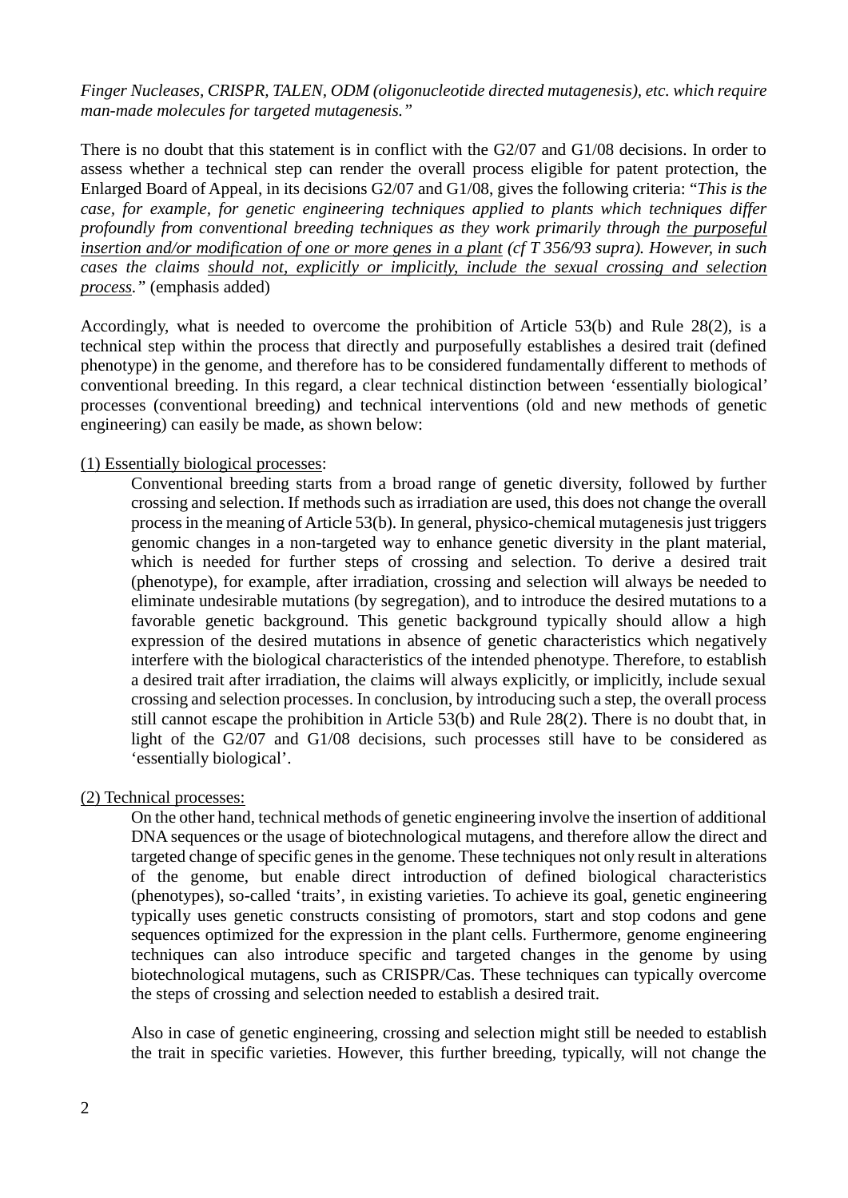*Finger Nucleases, CRISPR, TALEN, ODM (oligonucleotide directed mutagenesis), etc. which require man-made molecules for targeted mutagenesis."*

There is no doubt that this statement is in conflict with the G2/07 and G1/08 decisions. In order to assess whether a technical step can render the overall process eligible for patent protection, the Enlarged Board of Appeal, in its decisions G2/07 and G1/08, gives the following criteria: "*This is the case, for example, for genetic engineering techniques applied to plants which techniques differ profoundly from conventional breeding techniques as they work primarily through the purposeful insertion and/or modification of one or more genes in a plant (cf T 356/93 supra). However, in such cases the claims should not, explicitly or implicitly, include the sexual crossing and selection process.*" (emphasis added)

Accordingly, what is needed to overcome the prohibition of Article 53(b) and Rule 28(2), is a technical step within the process that directly and purposefully establishes a desired trait (defined phenotype) in the genome, and therefore has to be considered fundamentally different to methods of conventional breeding. In this regard, a clear technical distinction between 'essentially biological' processes (conventional breeding) and technical interventions (old and new methods of genetic engineering) can easily be made, as shown below:

(1) Essentially biological processes:

> Conventional breeding starts from a broad range of genetic diversity, followed by further crossing and selection. If methods such as irradiation are used, this does not change the overall process in the meaning of Article 53(b). In general, physico-chemical mutagenesis just triggers genomic changes in a non-targeted way to enhance genetic diversity in the plant material, which is needed for further steps of crossing and selection. To derive a desired trait (phenotype), for example, after irradiation, crossing and selection will always be needed to eliminate undesirable mutations (by segregation), and to introduce the desired mutations to a favorable genetic background. This genetic background typically should allow a high expression of the desired mutations in absence of genetic characteristics which negatively interfere with the biological characteristics of the intended phenotype. Therefore, to establish a desired trait after irradiation, the claims will always explicitly, or implicitly, include sexual crossing and selection processes. In conclusion, by introducing such a step, the overall process still cannot escape the prohibition in Article 53(b) and Rule 28(2). There is no doubt that, in light of the G2/07 and G1/08 decisions, such processes still have to be considered as 'essentially biological'.

(2) Technical processes:

> On the other hand, technical methods of genetic engineering involve the insertion of additional DNA sequences or the usage of biotechnological mutagens, and therefore allow the direct and targeted change of specific genes in the genome. These techniques not only result in alterations of the genome, but enable direct introduction of defined biological characteristics (phenotypes), so-called 'traits', in existing varieties. To achieve its goal, genetic engineering typically uses genetic constructs consisting of promotors, start and stop codons and gene sequences optimized for the expression in the plant cells. Furthermore, genome engineering techniques can also introduce specific and targeted changes in the genome by using biotechnological mutagens, such as CRISPR/Cas. These techniques can typically overcome the steps of crossing and selection needed to establish a desired trait.
>
> Also in case of genetic engineering, crossing and selection might still be needed to establish the trait in specific varieties. However, this further breeding, typically, will not change the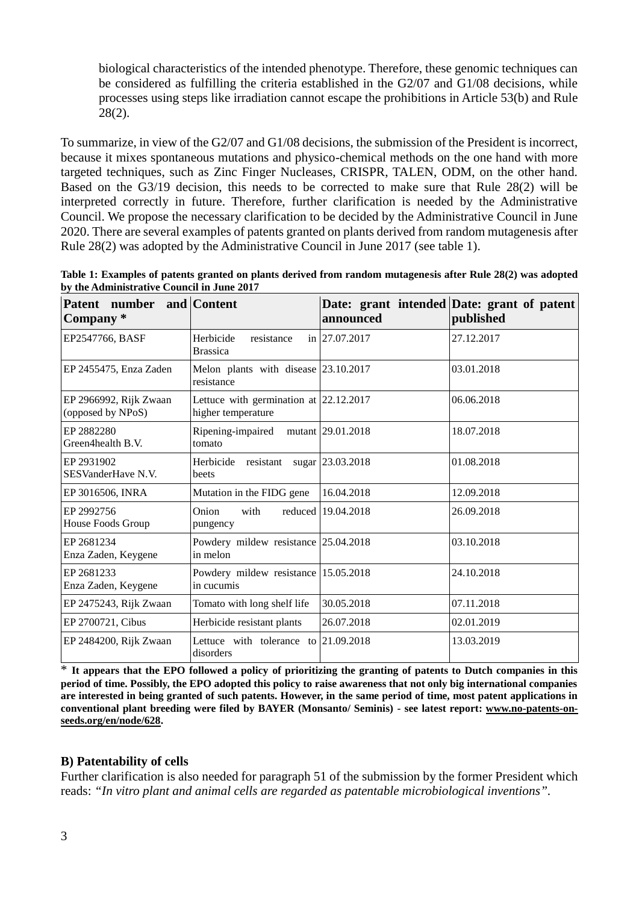biological characteristics of the intended phenotype. Therefore, these genomic techniques can be considered as fulfilling the criteria established in the G2/07 and G1/08 decisions, while processes using steps like irradiation cannot escape the prohibitions in Article 53(b) and Rule 28(2).

To summarize, in view of the G2/07 and G1/08 decisions, the submission of the President is incorrect, because it mixes spontaneous mutations and physico-chemical methods on the one hand with more targeted techniques, such as Zinc Finger Nucleases, CRISPR, TALEN, ODM, on the other hand. Based on the G3/19 decision, this needs to be corrected to make sure that Rule 28(2) will be interpreted correctly in future. Therefore, further clarification is needed by the Administrative Council. We propose the necessary clarification to be decided by the Administrative Council in June 2020. There are several examples of patents granted on plants derived from random mutagenesis after Rule 28(2) was adopted by the Administrative Council in June 2017 (see table 1).

**Table 1: Examples of patents granted on plants derived from random mutagenesis after Rule 28(2) was adopted by the Administrative Council in June 2017**

| Patent number and Company * | Content | Date: grant intended announced | Date: grant of patent published |
|---|---|---|---|
| EP2547766, BASF | Herbicide resistance in Brassica | 27.07.2017 | 27.12.2017 |
| EP 2455475, Enza Zaden | Melon plants with disease resistance | 23.10.2017 | 03.01.2018 |
| EP 2966992, Rijk Zwaan (opposed by NPoS) | Lettuce with germination at higher temperature | 22.12.2017 | 06.06.2018 |
| EP 2882280 Green4health B.V. | Ripening-impaired mutant tomato | 29.01.2018 | 18.07.2018 |
| EP 2931902 SESVanderHave N.V. | Herbicide resistant sugar beets | 23.03.2018 | 01.08.2018 |
| EP 3016506, INRA | Mutation in the FIDG gene | 16.04.2018 | 12.09.2018 |
| EP 2992756 House Foods Group | Onion with reduced pungency | 19.04.2018 | 26.09.2018 |
| EP 2681234 Enza Zaden, Keygene | Powdery mildew resistance in melon | 25.04.2018 | 03.10.2018 |
| EP 2681233 Enza Zaden, Keygene | Powdery mildew resistance in cucumis | 15.05.2018 | 24.10.2018 |
| EP 2475243, Rijk Zwaan | Tomato with long shelf life | 30.05.2018 | 07.11.2018 |
| EP 2700721, Cibus | Herbicide resistant plants | 26.07.2018 | 02.01.2019 |
| EP 2484200, Rijk Zwaan | Lettuce with tolerance to disorders | 21.09.2018 | 13.03.2019 |

\* **It appears that the EPO followed a policy of prioritizing the granting of patents to Dutch companies in this period of time. Possibly, the EPO adopted this policy to raise awareness that not only big international companies are interested in being granted of such patents. However, in the same period of time, most patent applications in conventional plant breeding were filed by BAYER (Monsanto/ Seminis) - see latest report: www.no-patents-on-seeds.org/en/node/628.**

### B) Patentability of cells

Further clarification is also needed for paragraph 51 of the submission by the former President which reads: *"In vitro plant and animal cells are regarded as patentable microbiological inventions"*.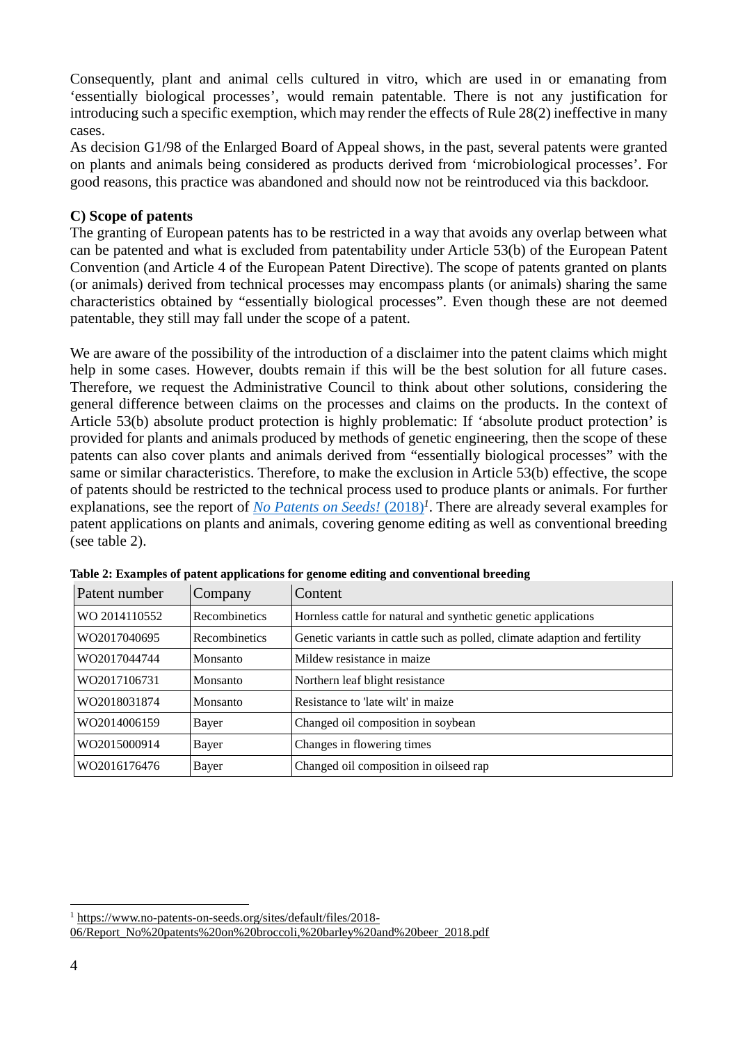Consequently, plant and animal cells cultured in vitro, which are used in or emanating from 'essentially biological processes', would remain patentable. There is not any justification for introducing such a specific exemption, which may render the effects of Rule 28(2) ineffective in many cases.

As decision G1/98 of the Enlarged Board of Appeal shows, in the past, several patents were granted on plants and animals being considered as products derived from 'microbiological processes'. For good reasons, this practice was abandoned and should now not be reintroduced via this backdoor.

**C) Scope of patents**

The granting of European patents has to be restricted in a way that avoids any overlap between what can be patented and what is excluded from patentability under Article 53(b) of the European Patent Convention (and Article 4 of the European Patent Directive). The scope of patents granted on plants (or animals) derived from technical processes may encompass plants (or animals) sharing the same characteristics obtained by "essentially biological processes". Even though these are not deemed patentable, they still may fall under the scope of a patent.

We are aware of the possibility of the introduction of a disclaimer into the patent claims which might help in some cases. However, doubts remain if this will be the best solution for all future cases. Therefore, we request the Administrative Council to think about other solutions, considering the general difference between claims on the processes and claims on the products. In the context of Article 53(b) absolute product protection is highly problematic: If 'absolute product protection' is provided for plants and animals produced by methods of genetic engineering, then the scope of these patents can also cover plants and animals derived from "essentially biological processes" with the same or similar characteristics. Therefore, to make the exclusion in Article 53(b) effective, the scope of patents should be restricted to the technical process used to produce plants or animals. For further explanations, see the report of *No Patents on Seeds!* (2018)[1]. There are already several examples for patent applications on plants and animals, covering genome editing as well as conventional breeding (see table 2).

**Table 2: Examples of patent applications for genome editing and conventional breeding**

| Patent number | Company | Content |
|---|---|---|
| WO 2014110552 | Recombinetics | Hornless cattle for natural and synthetic genetic applications |
| WO2017040695 | Recombinetics | Genetic variants in cattle such as polled, climate adaption and fertility |
| WO2017044744 | Monsanto | Mildew resistance in maize |
| WO2017106731 | Monsanto | Northern leaf blight resistance |
| WO2018031874 | Monsanto | Resistance to 'late wilt' in maize |
| WO2014006159 | Bayer | Changed oil composition in soybean |
| WO2015000914 | Bayer | Changes in flowering times |
| WO2016176476 | Bayer | Changed oil composition in oilseed rap |

[1] https://www.no-patents-on-seeds.org/sites/default/files/2018-06/Report_No%20patents%20on%20broccoli,%20barley%20and%20beer_2018.pdf